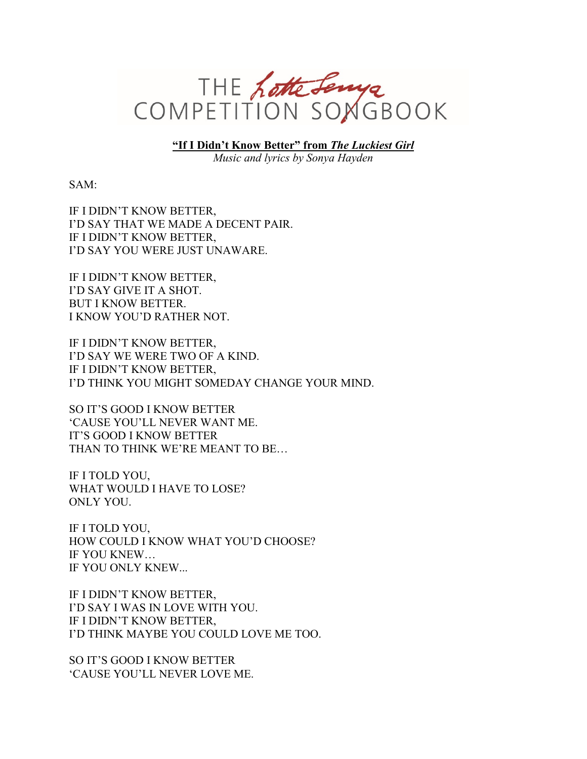# THE *Lotte Lenya* COMPETITION SONGBOOK

**"If I Didn't Know Better" from *The Luckiest Girl***
*Music and lyrics by Sonya Hayden*

SAM:

IF I DIDN'T KNOW BETTER,
I'D SAY THAT WE MADE A DECENT PAIR.
IF I DIDN'T KNOW BETTER,
I'D SAY YOU WERE JUST UNAWARE.

IF I DIDN'T KNOW BETTER,
I'D SAY GIVE IT A SHOT.
BUT I KNOW BETTER.
I KNOW YOU'D RATHER NOT.

IF I DIDN'T KNOW BETTER,
I'D SAY WE WERE TWO OF A KIND.
IF I DIDN'T KNOW BETTER,
I'D THINK YOU MIGHT SOMEDAY CHANGE YOUR MIND.

SO IT'S GOOD I KNOW BETTER
'CAUSE YOU'LL NEVER WANT ME.
IT'S GOOD I KNOW BETTER
THAN TO THINK WE'RE MEANT TO BE…

IF I TOLD YOU,
WHAT WOULD I HAVE TO LOSE?
ONLY YOU.

IF I TOLD YOU,
HOW COULD I KNOW WHAT YOU'D CHOOSE?
IF YOU KNEW…
IF YOU ONLY KNEW...

IF I DIDN'T KNOW BETTER,
I'D SAY I WAS IN LOVE WITH YOU.
IF I DIDN'T KNOW BETTER,
I'D THINK MAYBE YOU COULD LOVE ME TOO.

SO IT'S GOOD I KNOW BETTER
'CAUSE YOU'LL NEVER LOVE ME.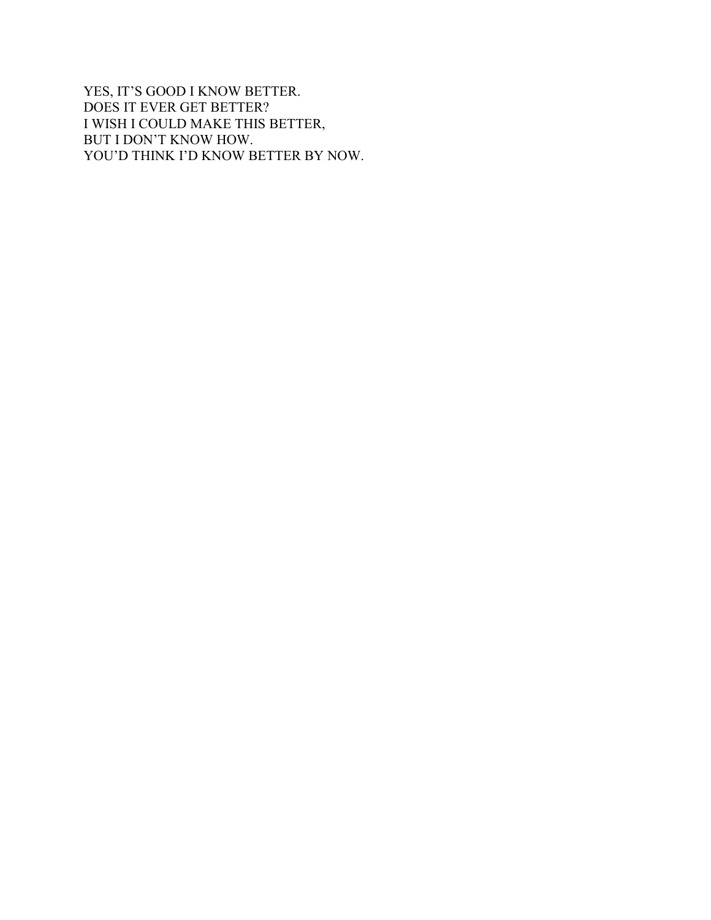YES, IT'S GOOD I KNOW BETTER.
DOES IT EVER GET BETTER?
I WISH I COULD MAKE THIS BETTER,
BUT I DON'T KNOW HOW.
YOU'D THINK I'D KNOW BETTER BY NOW.